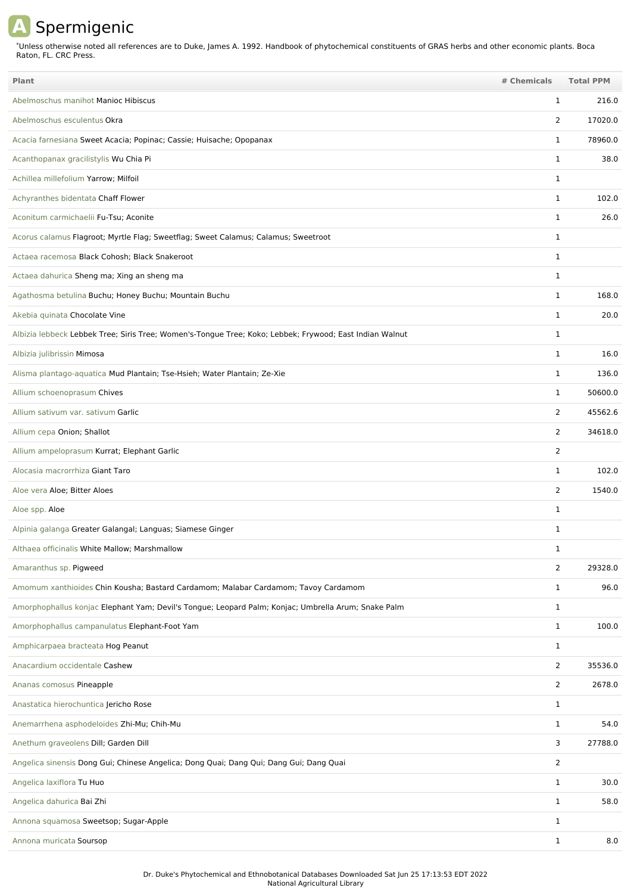# A Spermigenic

*Unless otherwise noted all references are to Duke, James A. 1992. Handbook of phytochemical constituents of GRAS herbs and other economic plants. Boca Raton, FL. CRC Press.

| Plant | # Chemicals | Total PPM |
|---|---|---|
| Abelmoschus manihot Manioc Hibiscus | 1 | 216.0 |
| Abelmoschus esculentus Okra | 2 | 17020.0 |
| Acacia farnesiana Sweet Acacia; Popinac; Cassie; Huisache; Opopanax | 1 | 78960.0 |
| Acanthopanax gracilistylis Wu Chia Pi | 1 | 38.0 |
| Achillea millefolium Yarrow; Milfoil | 1 | |
| Achyranthes bidentata Chaff Flower | 1 | 102.0 |
| Aconitum carmichaelii Fu-Tsu; Aconite | 1 | 26.0 |
| Acorus calamus Flagroot; Myrtle Flag; Sweetflag; Sweet Calamus; Calamus; Sweetroot | 1 | |
| Actaea racemosa Black Cohosh; Black Snakeroot | 1 | |
| Actaea dahurica Sheng ma; Xing an sheng ma | 1 | |
| Agathosma betulina Buchu; Honey Buchu; Mountain Buchu | 1 | 168.0 |
| Akebia quinata Chocolate Vine | 1 | 20.0 |
| Albizia lebbeck Lebbek Tree; Siris Tree; Women's-Tongue Tree; Koko; Lebbek; Frywood; East Indian Walnut | 1 | |
| Albizia julibrissin Mimosa | 1 | 16.0 |
| Alisma plantago-aquatica Mud Plantain; Tse-Hsieh; Water Plantain; Ze-Xie | 1 | 136.0 |
| Allium schoenoprasum Chives | 1 | 50600.0 |
| Allium sativum var. sativum Garlic | 2 | 45562.6 |
| Allium cepa Onion; Shallot | 2 | 34618.0 |
| Allium ampeloprasum Kurrat; Elephant Garlic | 2 | |
| Alocasia macrorrhiza Giant Taro | 1 | 102.0 |
| Aloe vera Aloe; Bitter Aloes | 2 | 1540.0 |
| Aloe spp. Aloe | 1 | |
| Alpinia galanga Greater Galangal; Languas; Siamese Ginger | 1 | |
| Althaea officinalis White Mallow; Marshmallow | 1 | |
| Amaranthus sp. Pigweed | 2 | 29328.0 |
| Amomum xanthioides Chin Kousha; Bastard Cardamom; Malabar Cardamom; Tavoy Cardamom | 1 | 96.0 |
| Amorphophallus konjac Elephant Yam; Devil's Tongue; Leopard Palm; Konjac; Umbrella Arum; Snake Palm | 1 | |
| Amorphophallus campanulatus Elephant-Foot Yam | 1 | 100.0 |
| Amphicarpaea bracteata Hog Peanut | 1 | |
| Anacardium occidentale Cashew | 2 | 35536.0 |
| Ananas comosus Pineapple | 2 | 2678.0 |
| Anastatica hierochuntica Jericho Rose | 1 | |
| Anemarrhena asphodeloides Zhi-Mu; Chih-Mu | 1 | 54.0 |
| Anethum graveolens Dill; Garden Dill | 3 | 27788.0 |
| Angelica sinensis Dong Gui; Chinese Angelica; Dong Quai; Dang Qui; Dang Gui; Dang Quai | 2 | |
| Angelica laxiflora Tu Huo | 1 | 30.0 |
| Angelica dahurica Bai Zhi | 1 | 58.0 |
| Annona squamosa Sweetsop; Sugar-Apple | 1 | |
| Annona muricata Soursop | 1 | 8.0 |

Dr. Duke's Phytochemical and Ethnobotanical Databases Downloaded Sat Jun 25 17:13:53 EDT 2022
National Agricultural Library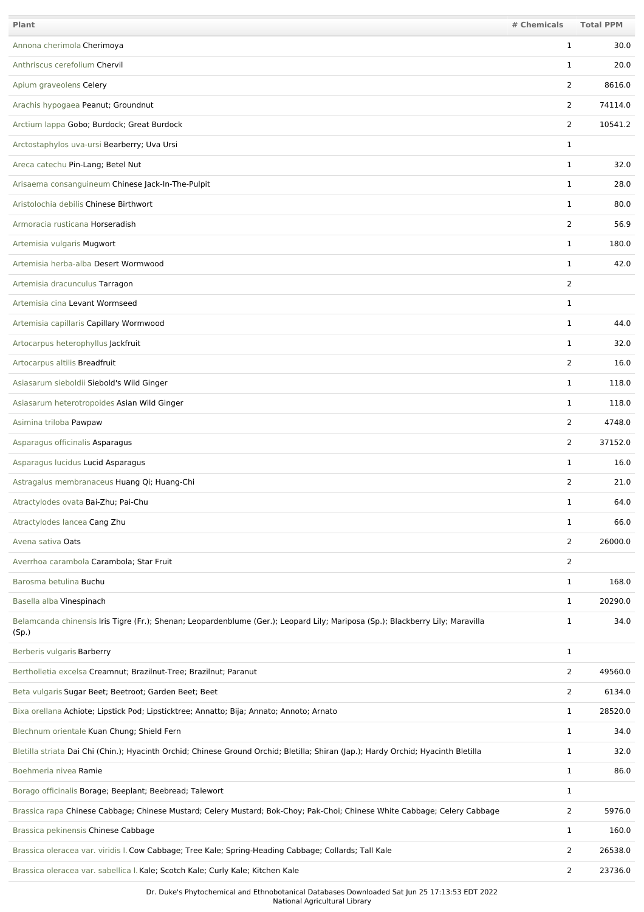| Plant | # Chemicals | Total PPM |
| --- | --- | --- |
| Annona cherimola Cherimoya | 1 | 30.0 |
| Anthriscus cerefolium Chervil | 1 | 20.0 |
| Apium graveolens Celery | 2 | 8616.0 |
| Arachis hypogaea Peanut; Groundnut | 2 | 74114.0 |
| Arctium lappa Gobo; Burdock; Great Burdock | 2 | 10541.2 |
| Arctostaphylos uva-ursi Bearberry; Uva Ursi | 1 | |
| Areca catechu Pin-Lang; Betel Nut | 1 | 32.0 |
| Arisaema consanguineum Chinese Jack-In-The-Pulpit | 1 | 28.0 |
| Aristolochia debilis Chinese Birthwort | 1 | 80.0 |
| Armoracia rusticana Horseradish | 2 | 56.9 |
| Artemisia vulgaris Mugwort | 1 | 180.0 |
| Artemisia herba-alba Desert Wormwood | 1 | 42.0 |
| Artemisia dracunculus Tarragon | 2 | |
| Artemisia cina Levant Wormseed | 1 | |
| Artemisia capillaris Capillary Wormwood | 1 | 44.0 |
| Artocarpus heterophyllus Jackfruit | 1 | 32.0 |
| Artocarpus altilis Breadfruit | 2 | 16.0 |
| Asiasarum sieboldii Siebold's Wild Ginger | 1 | 118.0 |
| Asiasarum heterotropoides Asian Wild Ginger | 1 | 118.0 |
| Asimina triloba Pawpaw | 2 | 4748.0 |
| Asparagus officinalis Asparagus | 2 | 37152.0 |
| Asparagus lucidus Lucid Asparagus | 1 | 16.0 |
| Astragalus membranaceus Huang Qi; Huang-Chi | 2 | 21.0 |
| Atractylodes ovata Bai-Zhu; Pai-Chu | 1 | 64.0 |
| Atractylodes lancea Cang Zhu | 1 | 66.0 |
| Avena sativa Oats | 2 | 26000.0 |
| Averrhoa carambola Carambola; Star Fruit | 2 | |
| Barosma betulina Buchu | 1 | 168.0 |
| Basella alba Vinespinach | 1 | 20290.0 |
| Belamcanda chinensis Iris Tigre (Fr.); Shenan; Leopardenblume (Ger.); Leopard Lily; Mariposa (Sp.); Blackberry Lily; Maravilla (Sp.) | 1 | 34.0 |
| Berberis vulgaris Barberry | 1 | |
| Bertholletia excelsa Creamnut; Brazilnut-Tree; Brazilnut; Paranut | 2 | 49560.0 |
| Beta vulgaris Sugar Beet; Beetroot; Garden Beet; Beet | 2 | 6134.0 |
| Bixa orellana Achiote; Lipstick Pod; Lipsticktree; Annatto; Bija; Annato; Annoto; Arnato | 1 | 28520.0 |
| Blechnum orientale Kuan Chung; Shield Fern | 1 | 34.0 |
| Bletilla striata Dai Chi (Chin.); Hyacinth Orchid; Chinese Ground Orchid; Bletilla; Shiran (Jap.); Hardy Orchid; Hyacinth Bletilla | 1 | 32.0 |
| Boehmeria nivea Ramie | 1 | 86.0 |
| Borago officinalis Borage; Beeplant; Beebread; Talewort | 1 | |
| Brassica rapa Chinese Cabbage; Chinese Mustard; Celery Mustard; Bok-Choy; Pak-Choi; Chinese White Cabbage; Celery Cabbage | 2 | 5976.0 |
| Brassica pekinensis Chinese Cabbage | 1 | 160.0 |
| Brassica oleracea var. viridis l. Cow Cabbage; Tree Kale; Spring-Heading Cabbage; Collards; Tall Kale | 2 | 26538.0 |
| Brassica oleracea var. sabellica l. Kale; Scotch Kale; Curly Kale; Kitchen Kale | 2 | 23736.0 |

Dr. Duke's Phytochemical and Ethnobotanical Databases Downloaded Sat Jun 25 17:13:53 EDT 2022
National Agricultural Library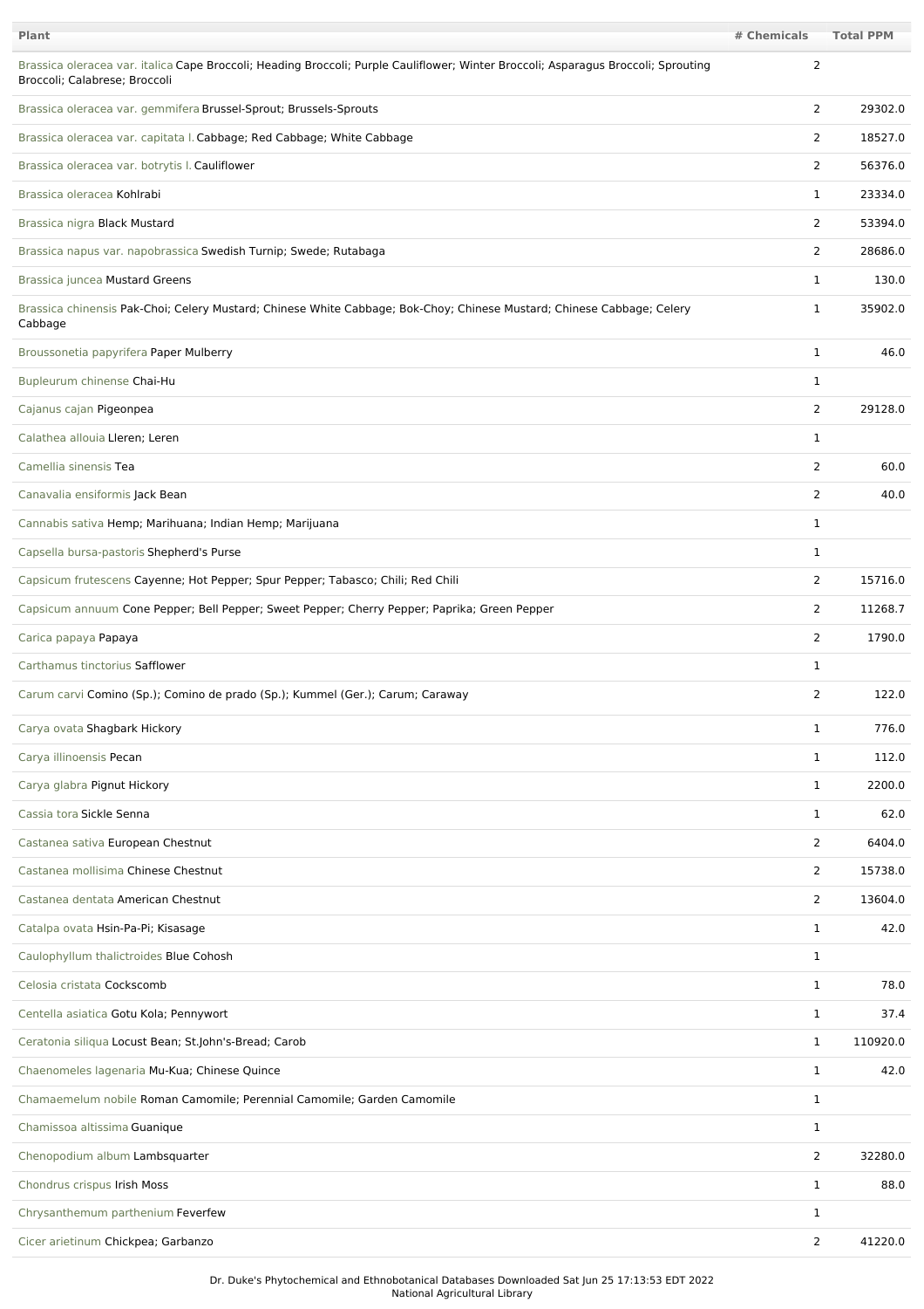| Plant | # Chemicals | Total PPM |
| --- | --- | --- |
| Brassica oleracea var. italica Cape Broccoli; Heading Broccoli; Purple Cauliflower; Winter Broccoli; Asparagus Broccoli; Sprouting Broccoli; Calabrese; Broccoli | 2 | |
| Brassica oleracea var. gemmifera Brussel-Sprout; Brussels-Sprouts | 2 | 29302.0 |
| Brassica oleracea var. capitata l. Cabbage; Red Cabbage; White Cabbage | 2 | 18527.0 |
| Brassica oleracea var. botrytis l. Cauliflower | 2 | 56376.0 |
| Brassica oleracea Kohlrabi | 1 | 23334.0 |
| Brassica nigra Black Mustard | 2 | 53394.0 |
| Brassica napus var. napobrassica Swedish Turnip; Swede; Rutabaga | 2 | 28686.0 |
| Brassica juncea Mustard Greens | 1 | 130.0 |
| Brassica chinensis Pak-Choi; Celery Mustard; Chinese White Cabbage; Bok-Choy; Chinese Mustard; Chinese Cabbage; Celery Cabbage | 1 | 35902.0 |
| Broussonetia papyrifera Paper Mulberry | 1 | 46.0 |
| Bupleurum chinense Chai-Hu | 1 | |
| Cajanus cajan Pigeonpea | 2 | 29128.0 |
| Calathea allouia Lleren; Leren | 1 | |
| Camellia sinensis Tea | 2 | 60.0 |
| Canavalia ensiformis Jack Bean | 2 | 40.0 |
| Cannabis sativa Hemp; Marihuana; Indian Hemp; Marijuana | 1 | |
| Capsella bursa-pastoris Shepherd's Purse | 1 | |
| Capsicum frutescens Cayenne; Hot Pepper; Spur Pepper; Tabasco; Chili; Red Chili | 2 | 15716.0 |
| Capsicum annuum Cone Pepper; Bell Pepper; Sweet Pepper; Cherry Pepper; Paprika; Green Pepper | 2 | 11268.7 |
| Carica papaya Papaya | 2 | 1790.0 |
| Carthamus tinctorius Safflower | 1 | |
| Carum carvi Comino (Sp.); Comino de prado (Sp.); Kummel (Ger.); Carum; Caraway | 2 | 122.0 |
| Carya ovata Shagbark Hickory | 1 | 776.0 |
| Carya illinoensis Pecan | 1 | 112.0 |
| Carya glabra Pignut Hickory | 1 | 2200.0 |
| Cassia tora Sickle Senna | 1 | 62.0 |
| Castanea sativa European Chestnut | 2 | 6404.0 |
| Castanea mollisima Chinese Chestnut | 2 | 15738.0 |
| Castanea dentata American Chestnut | 2 | 13604.0 |
| Catalpa ovata Hsin-Pa-Pi; Kisasage | 1 | 42.0 |
| Caulophyllum thalictroides Blue Cohosh | 1 | |
| Celosia cristata Cockscomb | 1 | 78.0 |
| Centella asiatica Gotu Kola; Pennywort | 1 | 37.4 |
| Ceratonia siliqua Locust Bean; St.John's-Bread; Carob | 1 | 110920.0 |
| Chaenomeles lagenaria Mu-Kua; Chinese Quince | 1 | 42.0 |
| Chamaemelum nobile Roman Camomile; Perennial Camomile; Garden Camomile | 1 | |
| Chamissoa altissima Guanique | 1 | |
| Chenopodium album Lambsquarter | 2 | 32280.0 |
| Chondrus crispus Irish Moss | 1 | 88.0 |
| Chrysanthemum parthenium Feverfew | 1 | |
| Cicer arietinum Chickpea; Garbanzo | 2 | 41220.0 |

Dr. Duke's Phytochemical and Ethnobotanical Databases Downloaded Sat Jun 25 17:13:53 EDT 2022
National Agricultural Library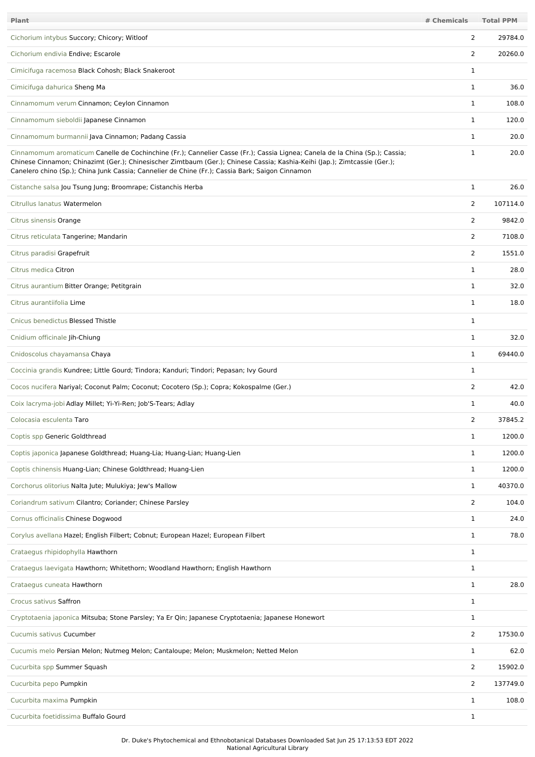| Plant | # Chemicals | Total PPM |
| --- | --- | --- |
| Cichorium intybus Succory; Chicory; Witloof | 2 | 29784.0 |
| Cichorium endivia Endive; Escarole | 2 | 20260.0 |
| Cimicifuga racemosa Black Cohosh; Black Snakeroot | 1 | |
| Cimicifuga dahurica Sheng Ma | 1 | 36.0 |
| Cinnamomum verum Cinnamon; Ceylon Cinnamon | 1 | 108.0 |
| Cinnamomum sieboldii Japanese Cinnamon | 1 | 120.0 |
| Cinnamomum burmannii Java Cinnamon; Padang Cassia | 1 | 20.0 |
| Cinnamomum aromaticum Canelle de Cochinchine (Fr.); Cannelier Casse (Fr.); Cassia Lignea; Canela de la China (Sp.); Cassia; Chinese Cinnamon; Chinazimt (Ger.); Chinesischer Zimtbaum (Ger.); Chinese Cassia; Kashia-Keihi (Jap.); Zimtcassie (Ger.); Canelero chino (Sp.); China Junk Cassia; Cannelier de Chine (Fr.); Cassia Bark; Saigon Cinnamon | 1 | 20.0 |
| Cistanche salsa Jou Tsung Jung; Broomrape; Cistanchis Herba | 1 | 26.0 |
| Citrullus lanatus Watermelon | 2 | 107114.0 |
| Citrus sinensis Orange | 2 | 9842.0 |
| Citrus reticulata Tangerine; Mandarin | 2 | 7108.0 |
| Citrus paradisi Grapefruit | 2 | 1551.0 |
| Citrus medica Citron | 1 | 28.0 |
| Citrus aurantium Bitter Orange; Petitgrain | 1 | 32.0 |
| Citrus aurantiifolia Lime | 1 | 18.0 |
| Cnicus benedictus Blessed Thistle | 1 | |
| Cnidium officinale Jih-Chiung | 1 | 32.0 |
| Cnidoscolus chayamansa Chaya | 1 | 69440.0 |
| Coccinia grandis Kundree; Little Gourd; Tindora; Kanduri; Tindori; Pepasan; Ivy Gourd | 1 | |
| Cocos nucifera Nariyal; Coconut Palm; Coconut; Cocotero (Sp.); Copra; Kokospalme (Ger.) | 2 | 42.0 |
| Coix lacryma-jobi Adlay Millet; Yi-Yi-Ren; Job'S-Tears; Adlay | 1 | 40.0 |
| Colocasia esculenta Taro | 2 | 37845.2 |
| Coptis spp Generic Goldthread | 1 | 1200.0 |
| Coptis japonica Japanese Goldthread; Huang-Lia; Huang-Lian; Huang-Lien | 1 | 1200.0 |
| Coptis chinensis Huang-Lian; Chinese Goldthread; Huang-Lien | 1 | 1200.0 |
| Corchorus olitorius Nalta Jute; Mulukiya; Jew's Mallow | 1 | 40370.0 |
| Coriandrum sativum Cilantro; Coriander; Chinese Parsley | 2 | 104.0 |
| Cornus officinalis Chinese Dogwood | 1 | 24.0 |
| Corylus avellana Hazel; English Filbert; Cobnut; European Hazel; European Filbert | 1 | 78.0 |
| Crataegus rhipidophylla Hawthorn | 1 | |
| Crataegus laevigata Hawthorn; Whitethorn; Woodland Hawthorn; English Hawthorn | 1 | |
| Crataegus cuneata Hawthorn | 1 | 28.0 |
| Crocus sativus Saffron | 1 | |
| Cryptotaenia japonica Mitsuba; Stone Parsley; Ya Er Qin; Japanese Cryptotaenia; Japanese Honewort | 1 | |
| Cucumis sativus Cucumber | 2 | 17530.0 |
| Cucumis melo Persian Melon; Nutmeg Melon; Cantaloupe; Melon; Muskmelon; Netted Melon | 1 | 62.0 |
| Cucurbita spp Summer Squash | 2 | 15902.0 |
| Cucurbita pepo Pumpkin | 2 | 137749.0 |
| Cucurbita maxima Pumpkin | 1 | 108.0 |
| Cucurbita foetidissima Buffalo Gourd | 1 | |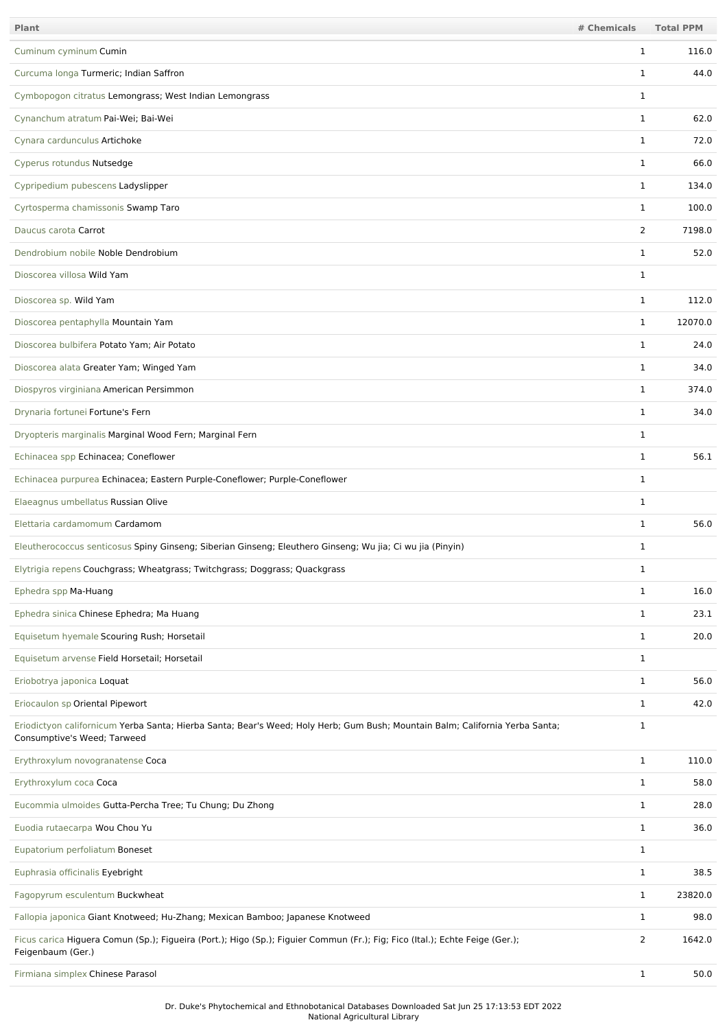| Plant | # Chemicals | Total PPM |
|---|---|---|
| Cuminum cyminum Cumin | 1 | 116.0 |
| Curcuma longa Turmeric; Indian Saffron | 1 | 44.0 |
| Cymbopogon citratus Lemongrass; West Indian Lemongrass | 1 | |
| Cynanchum atratum Pai-Wei; Bai-Wei | 1 | 62.0 |
| Cynara cardunculus Artichoke | 1 | 72.0 |
| Cyperus rotundus Nutsedge | 1 | 66.0 |
| Cypripedium pubescens Ladyslipper | 1 | 134.0 |
| Cyrtosperma chamissonis Swamp Taro | 1 | 100.0 |
| Daucus carota Carrot | 2 | 7198.0 |
| Dendrobium nobile Noble Dendrobium | 1 | 52.0 |
| Dioscorea villosa Wild Yam | 1 | |
| Dioscorea sp. Wild Yam | 1 | 112.0 |
| Dioscorea pentaphylla Mountain Yam | 1 | 12070.0 |
| Dioscorea bulbifera Potato Yam; Air Potato | 1 | 24.0 |
| Dioscorea alata Greater Yam; Winged Yam | 1 | 34.0 |
| Diospyros virginiana American Persimmon | 1 | 374.0 |
| Drynaria fortunei Fortune's Fern | 1 | 34.0 |
| Dryopteris marginalis Marginal Wood Fern; Marginal Fern | 1 | |
| Echinacea spp Echinacea; Coneflower | 1 | 56.1 |
| Echinacea purpurea Echinacea; Eastern Purple-Coneflower; Purple-Coneflower | 1 | |
| Elaeagnus umbellatus Russian Olive | 1 | |
| Elettaria cardamomum Cardamom | 1 | 56.0 |
| Eleutherococcus senticosus Spiny Ginseng; Siberian Ginseng; Eleuthero Ginseng; Wu jia; Ci wu jia (Pinyin) | 1 | |
| Elytrigia repens Couchgrass; Wheatgrass; Twitchgrass; Doggrass; Quackgrass | 1 | |
| Ephedra spp Ma-Huang | 1 | 16.0 |
| Ephedra sinica Chinese Ephedra; Ma Huang | 1 | 23.1 |
| Equisetum hyemale Scouring Rush; Horsetail | 1 | 20.0 |
| Equisetum arvense Field Horsetail; Horsetail | 1 | |
| Eriobotrya japonica Loquat | 1 | 56.0 |
| Eriocaulon sp Oriental Pipewort | 1 | 42.0 |
| Eriodictyon californicum Yerba Santa; Hierba Santa; Bear's Weed; Holy Herb; Gum Bush; Mountain Balm; California Yerba Santa; Consumptive's Weed; Tarweed | 1 | |
| Erythroxylum novogranatense Coca | 1 | 110.0 |
| Erythroxylum coca Coca | 1 | 58.0 |
| Eucommia ulmoides Gutta-Percha Tree; Tu Chung; Du Zhong | 1 | 28.0 |
| Euodia rutaecarpa Wou Chou Yu | 1 | 36.0 |
| Eupatorium perfoliatum Boneset | 1 | |
| Euphrasia officinalis Eyebright | 1 | 38.5 |
| Fagopyrum esculentum Buckwheat | 1 | 23820.0 |
| Fallopia japonica Giant Knotweed; Hu-Zhang; Mexican Bamboo; Japanese Knotweed | 1 | 98.0 |
| Ficus carica Higuera Comun (Sp.); Figueira (Port.); Higo (Sp.); Figuier Commun (Fr.); Fig; Fico (Ital.); Echte Feige (Ger.); Feigenbaum (Ger.) | 2 | 1642.0 |
| Firmiana simplex Chinese Parasol | 1 | 50.0 |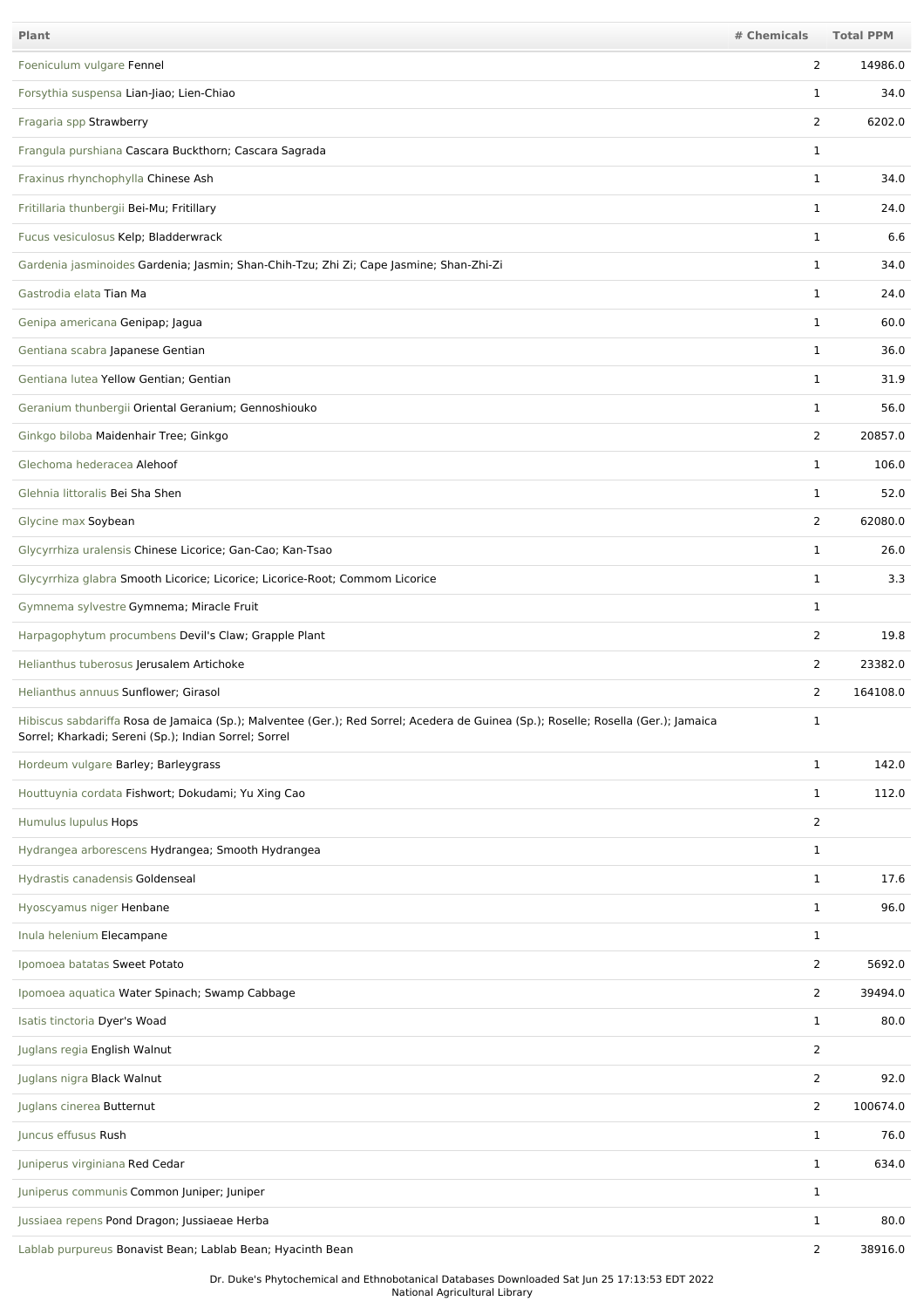| Plant | # Chemicals | Total PPM |
|---|---|---|
| Foeniculum vulgare Fennel | 2 | 14986.0 |
| Forsythia suspensa Lian-Jiao; Lien-Chiao | 1 | 34.0 |
| Fragaria spp Strawberry | 2 | 6202.0 |
| Frangula purshiana Cascara Buckthorn; Cascara Sagrada | 1 | |
| Fraxinus rhynchophylla Chinese Ash | 1 | 34.0 |
| Fritillaria thunbergii Bei-Mu; Fritillary | 1 | 24.0 |
| Fucus vesiculosus Kelp; Bladderwrack | 1 | 6.6 |
| Gardenia jasminoides Gardenia; Jasmin; Shan-Chih-Tzu; Zhi Zi; Cape Jasmine; Shan-Zhi-Zi | 1 | 34.0 |
| Gastrodia elata Tian Ma | 1 | 24.0 |
| Genipa americana Genipap; Jagua | 1 | 60.0 |
| Gentiana scabra Japanese Gentian | 1 | 36.0 |
| Gentiana lutea Yellow Gentian; Gentian | 1 | 31.9 |
| Geranium thunbergii Oriental Geranium; Gennoshiouko | 1 | 56.0 |
| Ginkgo biloba Maidenhair Tree; Ginkgo | 2 | 20857.0 |
| Glechoma hederacea Alehoof | 1 | 106.0 |
| Glehnia littoralis Bei Sha Shen | 1 | 52.0 |
| Glycine max Soybean | 2 | 62080.0 |
| Glycyrrhiza uralensis Chinese Licorice; Gan-Cao; Kan-Tsao | 1 | 26.0 |
| Glycyrrhiza glabra Smooth Licorice; Licorice; Licorice-Root; Commom Licorice | 1 | 3.3 |
| Gymnema sylvestre Gymnema; Miracle Fruit | 1 | |
| Harpagophytum procumbens Devil's Claw; Grapple Plant | 2 | 19.8 |
| Helianthus tuberosus Jerusalem Artichoke | 2 | 23382.0 |
| Helianthus annuus Sunflower; Girasol | 2 | 164108.0 |
| Hibiscus sabdariffa Rosa de Jamaica (Sp.); Malventee (Ger.); Red Sorrel; Acedera de Guinea (Sp.); Roselle; Rosella (Ger.); Jamaica Sorrel; Kharkadi; Sereni (Sp.); Indian Sorrel; Sorrel | 1 | |
| Hordeum vulgare Barley; Barleygrass | 1 | 142.0 |
| Houttuynia cordata Fishwort; Dokudami; Yu Xing Cao | 1 | 112.0 |
| Humulus lupulus Hops | 2 | |
| Hydrangea arborescens Hydrangea; Smooth Hydrangea | 1 | |
| Hydrastis canadensis Goldenseal | 1 | 17.6 |
| Hyoscyamus niger Henbane | 1 | 96.0 |
| Inula helenium Elecampane | 1 | |
| Ipomoea batatas Sweet Potato | 2 | 5692.0 |
| Ipomoea aquatica Water Spinach; Swamp Cabbage | 2 | 39494.0 |
| Isatis tinctoria Dyer's Woad | 1 | 80.0 |
| Juglans regia English Walnut | 2 | |
| Juglans nigra Black Walnut | 2 | 92.0 |
| Juglans cinerea Butternut | 2 | 100674.0 |
| Juncus effusus Rush | 1 | 76.0 |
| Juniperus virginiana Red Cedar | 1 | 634.0 |
| Juniperus communis Common Juniper; Juniper | 1 | |
| Jussiaea repens Pond Dragon; Jussiaeae Herba | 1 | 80.0 |
| Lablab purpureus Bonavist Bean; Lablab Bean; Hyacinth Bean | 2 | 38916.0 |

Dr. Duke's Phytochemical and Ethnobotanical Databases Downloaded Sat Jun 25 17:13:53 EDT 2022
National Agricultural Library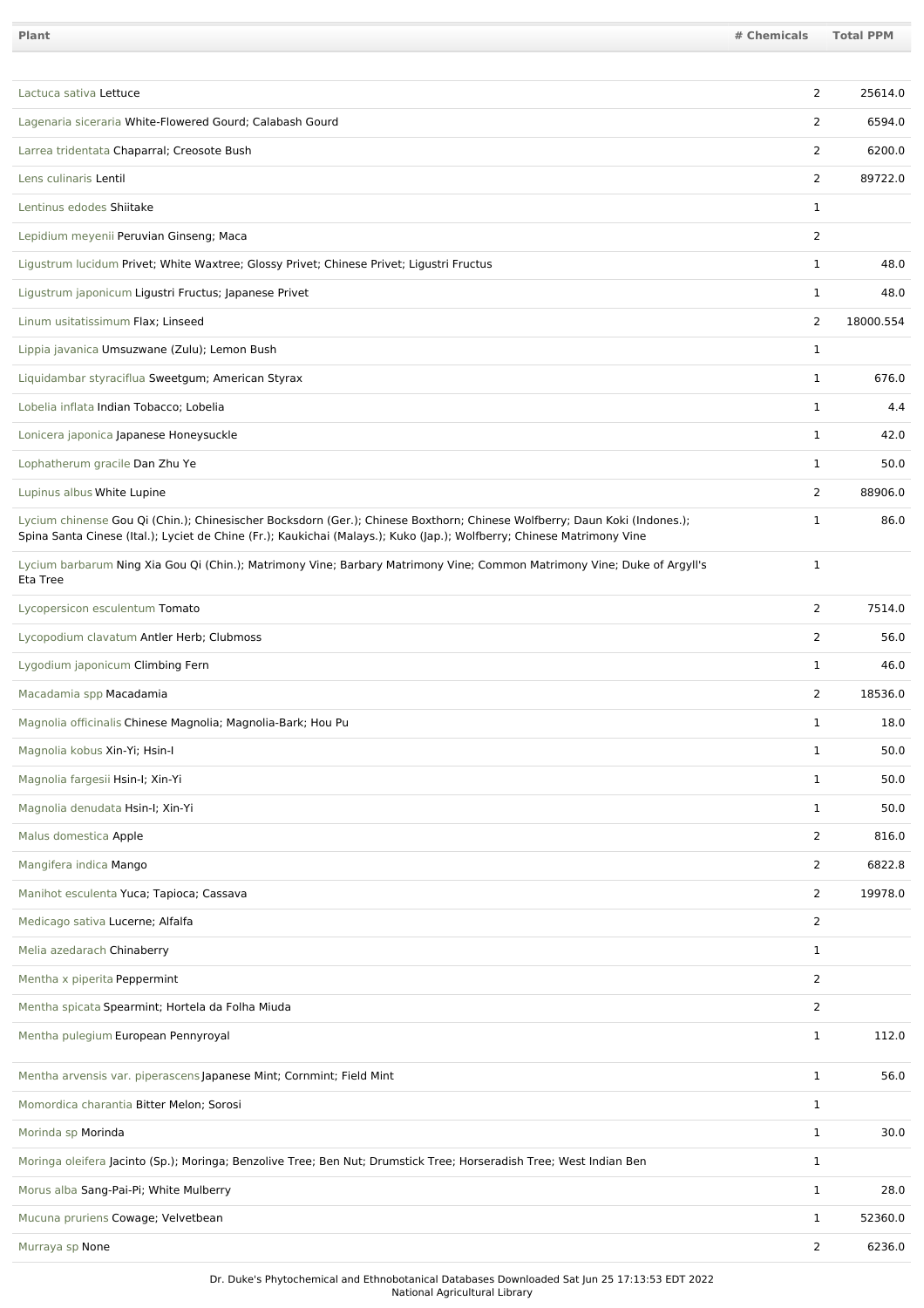| Plant | # Chemicals | Total PPM |
|---|---|---|
| Lactuca sativa Lettuce | 2 | 25614.0 |
| Lagenaria siceraria White-Flowered Gourd; Calabash Gourd | 2 | 6594.0 |
| Larrea tridentata Chaparral; Creosote Bush | 2 | 6200.0 |
| Lens culinaris Lentil | 2 | 89722.0 |
| Lentinus edodes Shiitake | 1 | |
| Lepidium meyenii Peruvian Ginseng; Maca | 2 | |
| Ligustrum lucidum Privet; White Waxtree; Glossy Privet; Chinese Privet; Ligustri Fructus | 1 | 48.0 |
| Ligustrum japonicum Ligustri Fructus; Japanese Privet | 1 | 48.0 |
| Linum usitatissimum Flax; Linseed | 2 | 18000.554 |
| Lippia javanica Umsuzwane (Zulu); Lemon Bush | 1 | |
| Liquidambar styraciflua Sweetgum; American Styrax | 1 | 676.0 |
| Lobelia inflata Indian Tobacco; Lobelia | 1 | 4.4 |
| Lonicera japonica Japanese Honeysuckle | 1 | 42.0 |
| Lophatherum gracile Dan Zhu Ye | 1 | 50.0 |
| Lupinus albus White Lupine | 2 | 88906.0 |
| Lycium chinense Gou Qi (Chin.); Chinesischer Bocksdorn (Ger.); Chinese Boxthorn; Chinese Wolfberry; Daun Koki (Indones.); Spina Santa Cinese (Ital.); Lyciet de Chine (Fr.); Kaukichai (Malays.); Kuko (Jap.); Wolfberry; Chinese Matrimony Vine | 1 | 86.0 |
| Lycium barbarum Ning Xia Gou Qi (Chin.); Matrimony Vine; Barbary Matrimony Vine; Common Matrimony Vine; Duke of Argyll's Eta Tree | 1 | |
| Lycopersicon esculentum Tomato | 2 | 7514.0 |
| Lycopodium clavatum Antler Herb; Clubmoss | 2 | 56.0 |
| Lygodium japonicum Climbing Fern | 1 | 46.0 |
| Macadamia spp Macadamia | 2 | 18536.0 |
| Magnolia officinalis Chinese Magnolia; Magnolia-Bark; Hou Pu | 1 | 18.0 |
| Magnolia kobus Xin-Yi; Hsin-I | 1 | 50.0 |
| Magnolia fargesii Hsin-I; Xin-Yi | 1 | 50.0 |
| Magnolia denudata Hsin-I; Xin-Yi | 1 | 50.0 |
| Malus domestica Apple | 2 | 816.0 |
| Mangifera indica Mango | 2 | 6822.8 |
| Manihot esculenta Yuca; Tapioca; Cassava | 2 | 19978.0 |
| Medicago sativa Lucerne; Alfalfa | 2 | |
| Melia azedarach Chinaberry | 1 | |
| Mentha x piperita Peppermint | 2 | |
| Mentha spicata Spearmint; Hortela da Folha Miuda | 2 | |
| Mentha pulegium European Pennyroyal | 1 | 112.0 |
| Mentha arvensis var. piperascens Japanese Mint; Cornmint; Field Mint | 1 | 56.0 |
| Momordica charantia Bitter Melon; Sorosi | 1 | |
| Morinda sp Morinda | 1 | 30.0 |
| Moringa oleifera Jacinto (Sp.); Moringa; Benzolive Tree; Ben Nut; Drumstick Tree; Horseradish Tree; West Indian Ben | 1 | |
| Morus alba Sang-Pai-Pi; White Mulberry | 1 | 28.0 |
| Mucuna pruriens Cowage; Velvetbean | 1 | 52360.0 |
| Murraya sp None | 2 | 6236.0 |

Dr. Duke's Phytochemical and Ethnobotanical Databases Downloaded Sat Jun 25 17:13:53 EDT 2022
National Agricultural Library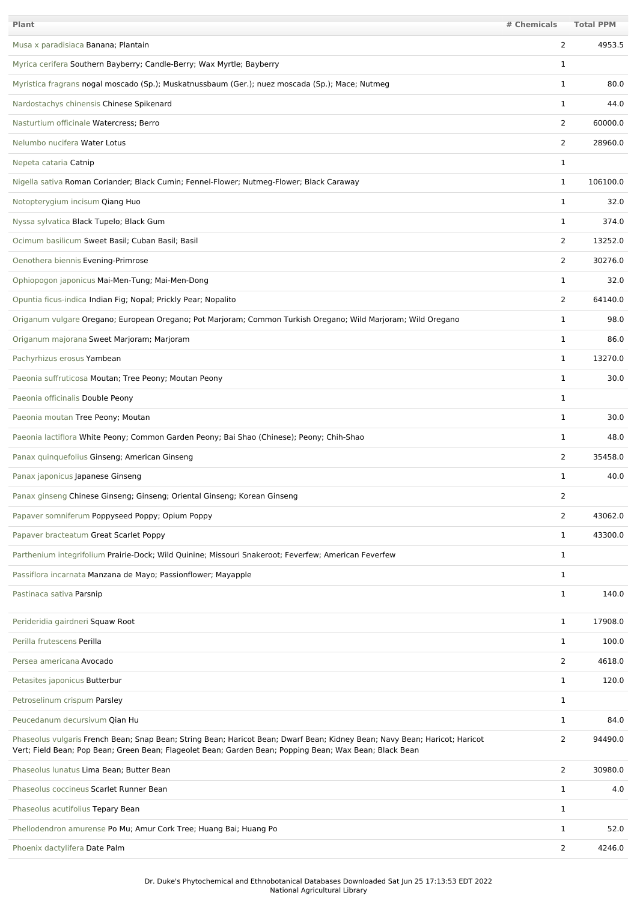| Plant | # Chemicals | Total PPM |
| --- | --- | --- |
| Musa x paradisiaca Banana; Plantain | 2 | 4953.5 |
| Myrica cerifera Southern Bayberry; Candle-Berry; Wax Myrtle; Bayberry | 1 | |
| Myristica fragrans nogal moscado (Sp.); Muskatnussbaum (Ger.); nuez moscada (Sp.); Mace; Nutmeg | 1 | 80.0 |
| Nardostachys chinensis Chinese Spikenard | 1 | 44.0 |
| Nasturtium officinale Watercress; Berro | 2 | 60000.0 |
| Nelumbo nucifera Water Lotus | 2 | 28960.0 |
| Nepeta cataria Catnip | 1 | |
| Nigella sativa Roman Coriander; Black Cumin; Fennel-Flower; Nutmeg-Flower; Black Caraway | 1 | 106100.0 |
| Notopterygium incisum Qiang Huo | 1 | 32.0 |
| Nyssa sylvatica Black Tupelo; Black Gum | 1 | 374.0 |
| Ocimum basilicum Sweet Basil; Cuban Basil; Basil | 2 | 13252.0 |
| Oenothera biennis Evening-Primrose | 2 | 30276.0 |
| Ophiopogon japonicus Mai-Men-Tung; Mai-Men-Dong | 1 | 32.0 |
| Opuntia ficus-indica Indian Fig; Nopal; Prickly Pear; Nopalito | 2 | 64140.0 |
| Origanum vulgare Oregano; European Oregano; Pot Marjoram; Common Turkish Oregano; Wild Marjoram; Wild Oregano | 1 | 98.0 |
| Origanum majorana Sweet Marjoram; Marjoram | 1 | 86.0 |
| Pachyrhizus erosus Yambean | 1 | 13270.0 |
| Paeonia suffruticosa Moutan; Tree Peony; Moutan Peony | 1 | 30.0 |
| Paeonia officinalis Double Peony | 1 | |
| Paeonia moutan Tree Peony; Moutan | 1 | 30.0 |
| Paeonia lactiflora White Peony; Common Garden Peony; Bai Shao (Chinese); Peony; Chih-Shao | 1 | 48.0 |
| Panax quinquefolius Ginseng; American Ginseng | 2 | 35458.0 |
| Panax japonicus Japanese Ginseng | 1 | 40.0 |
| Panax ginseng Chinese Ginseng; Ginseng; Oriental Ginseng; Korean Ginseng | 2 | |
| Papaver somniferum Poppyseed Poppy; Opium Poppy | 2 | 43062.0 |
| Papaver bracteatum Great Scarlet Poppy | 1 | 43300.0 |
| Parthenium integrifolium Prairie-Dock; Wild Quinine; Missouri Snakeroot; Feverfew; American Feverfew | 1 | |
| Passiflora incarnata Manzana de Mayo; Passionflower; Mayapple | 1 | |
| Pastinaca sativa Parsnip | 1 | 140.0 |
| Perideridia gairdneri Squaw Root | 1 | 17908.0 |
| Perilla frutescens Perilla | 1 | 100.0 |
| Persea americana Avocado | 2 | 4618.0 |
| Petasites japonicus Butterbur | 1 | 120.0 |
| Petroselinum crispum Parsley | 1 | |
| Peucedanum decursivum Qian Hu | 1 | 84.0 |
| Phaseolus vulgaris French Bean; Snap Bean; String Bean; Haricot Bean; Dwarf Bean; Kidney Bean; Navy Bean; Haricot; Haricot Vert; Field Bean; Pop Bean; Green Bean; Flageolet Bean; Garden Bean; Popping Bean; Wax Bean; Black Bean | 2 | 94490.0 |
| Phaseolus lunatus Lima Bean; Butter Bean | 2 | 30980.0 |
| Phaseolus coccineus Scarlet Runner Bean | 1 | 4.0 |
| Phaseolus acutifolius Tepary Bean | 1 | |
| Phellodendron amurense Po Mu; Amur Cork Tree; Huang Bai; Huang Po | 1 | 52.0 |
| Phoenix dactylifera Date Palm | 2 | 4246.0 |

Dr. Duke's Phytochemical and Ethnobotanical Databases Downloaded Sat Jun 25 17:13:53 EDT 2022
National Agricultural Library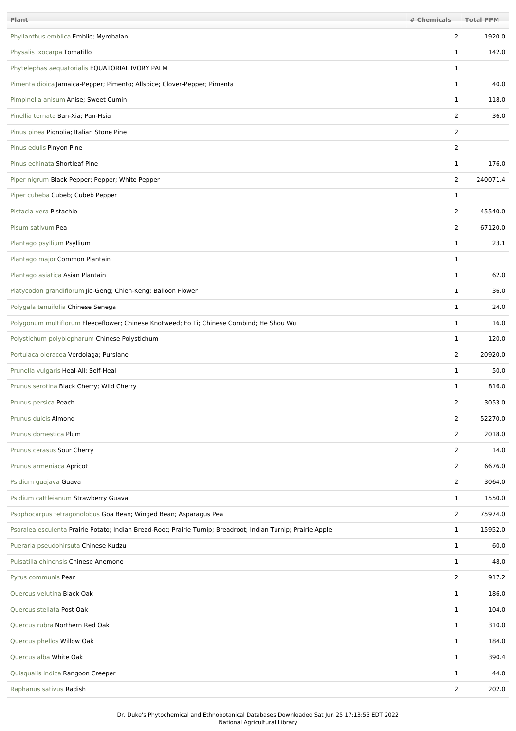| Plant | # Chemicals | Total PPM |
| --- | --- | --- |
| Phyllanthus emblica Emblic; Myrobalan | 2 | 1920.0 |
| Physalis ixocarpa Tomatillo | 1 | 142.0 |
| Phytelephas aequatorialis EQUATORIAL IVORY PALM | 1 | |
| Pimenta dioica Jamaica-Pepper; Pimento; Allspice; Clover-Pepper; Pimenta | 1 | 40.0 |
| Pimpinella anisum Anise; Sweet Cumin | 1 | 118.0 |
| Pinellia ternata Ban-Xia; Pan-Hsia | 2 | 36.0 |
| Pinus pinea Pignolia; Italian Stone Pine | 2 | |
| Pinus edulis Pinyon Pine | 2 | |
| Pinus echinata Shortleaf Pine | 1 | 176.0 |
| Piper nigrum Black Pepper; Pepper; White Pepper | 2 | 240071.4 |
| Piper cubeba Cubeb; Cubeb Pepper | 1 | |
| Pistacia vera Pistachio | 2 | 45540.0 |
| Pisum sativum Pea | 2 | 67120.0 |
| Plantago psyllium Psyllium | 1 | 23.1 |
| Plantago major Common Plantain | 1 | |
| Plantago asiatica Asian Plantain | 1 | 62.0 |
| Platycodon grandiflorum Jie-Geng; Chieh-Keng; Balloon Flower | 1 | 36.0 |
| Polygala tenuifolia Chinese Senega | 1 | 24.0 |
| Polygonum multiflorum Fleeceflower; Chinese Knotweed; Fo Ti; Chinese Cornbind; He Shou Wu | 1 | 16.0 |
| Polystichum polyblepharum Chinese Polystichum | 1 | 120.0 |
| Portulaca oleracea Verdolaga; Purslane | 2 | 20920.0 |
| Prunella vulgaris Heal-All; Self-Heal | 1 | 50.0 |
| Prunus serotina Black Cherry; Wild Cherry | 1 | 816.0 |
| Prunus persica Peach | 2 | 3053.0 |
| Prunus dulcis Almond | 2 | 52270.0 |
| Prunus domestica Plum | 2 | 2018.0 |
| Prunus cerasus Sour Cherry | 2 | 14.0 |
| Prunus armeniaca Apricot | 2 | 6676.0 |
| Psidium guajava Guava | 2 | 3064.0 |
| Psidium cattleianum Strawberry Guava | 1 | 1550.0 |
| Psophocarpus tetragonolobus Goa Bean; Winged Bean; Asparagus Pea | 2 | 75974.0 |
| Psoralea esculenta Prairie Potato; Indian Bread-Root; Prairie Turnip; Breadroot; Indian Turnip; Prairie Apple | 1 | 15952.0 |
| Pueraria pseudohirsuta Chinese Kudzu | 1 | 60.0 |
| Pulsatilla chinensis Chinese Anemone | 1 | 48.0 |
| Pyrus communis Pear | 2 | 917.2 |
| Quercus velutina Black Oak | 1 | 186.0 |
| Quercus stellata Post Oak | 1 | 104.0 |
| Quercus rubra Northern Red Oak | 1 | 310.0 |
| Quercus phellos Willow Oak | 1 | 184.0 |
| Quercus alba White Oak | 1 | 390.4 |
| Quisqualis indica Rangoon Creeper | 1 | 44.0 |
| Raphanus sativus Radish | 2 | 202.0 |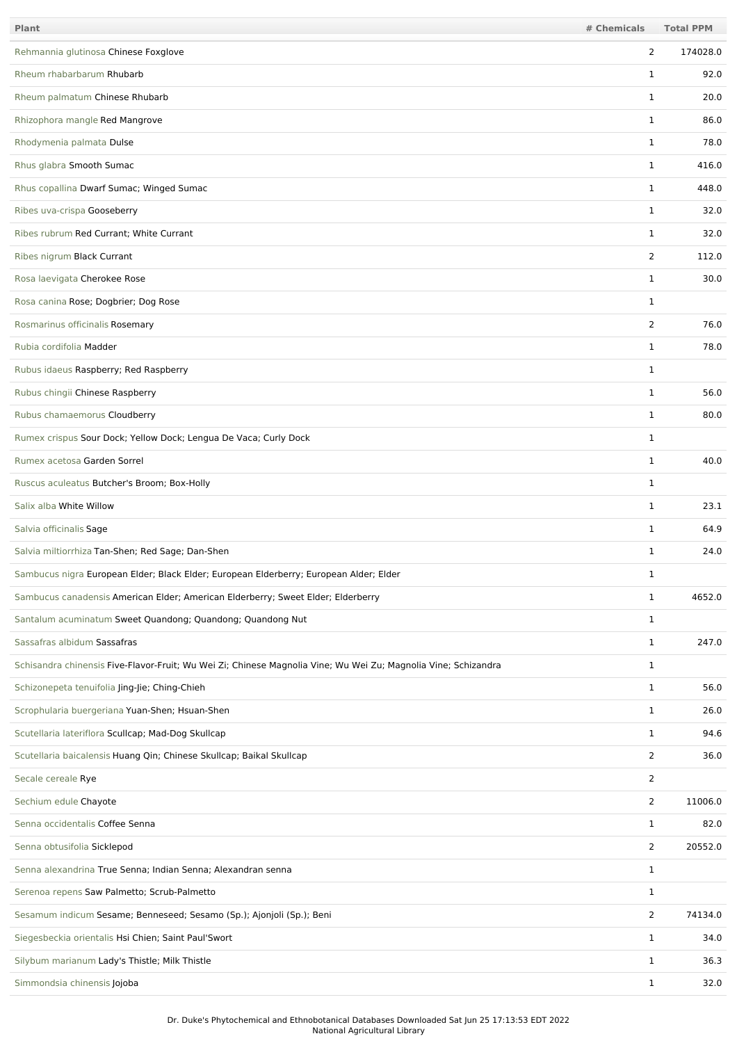| Plant | # Chemicals | Total PPM |
|---|---|---|
| Rehmannia glutinosa Chinese Foxglove | 2 | 174028.0 |
| Rheum rhabarbarum Rhubarb | 1 | 92.0 |
| Rheum palmatum Chinese Rhubarb | 1 | 20.0 |
| Rhizophora mangle Red Mangrove | 1 | 86.0 |
| Rhodymenia palmata Dulse | 1 | 78.0 |
| Rhus glabra Smooth Sumac | 1 | 416.0 |
| Rhus copallina Dwarf Sumac; Winged Sumac | 1 | 448.0 |
| Ribes uva-crispa Gooseberry | 1 | 32.0 |
| Ribes rubrum Red Currant; White Currant | 1 | 32.0 |
| Ribes nigrum Black Currant | 2 | 112.0 |
| Rosa laevigata Cherokee Rose | 1 | 30.0 |
| Rosa canina Rose; Dogbrier; Dog Rose | 1 | |
| Rosmarinus officinalis Rosemary | 2 | 76.0 |
| Rubia cordifolia Madder | 1 | 78.0 |
| Rubus idaeus Raspberry; Red Raspberry | 1 | |
| Rubus chingii Chinese Raspberry | 1 | 56.0 |
| Rubus chamaemorus Cloudberry | 1 | 80.0 |
| Rumex crispus Sour Dock; Yellow Dock; Lengua De Vaca; Curly Dock | 1 | |
| Rumex acetosa Garden Sorrel | 1 | 40.0 |
| Ruscus aculeatus Butcher's Broom; Box-Holly | 1 | |
| Salix alba White Willow | 1 | 23.1 |
| Salvia officinalis Sage | 1 | 64.9 |
| Salvia miltiorrhiza Tan-Shen; Red Sage; Dan-Shen | 1 | 24.0 |
| Sambucus nigra European Elder; Black Elder; European Elderberry; European Alder; Elder | 1 | |
| Sambucus canadensis American Elder; American Elderberry; Sweet Elder; Elderberry | 1 | 4652.0 |
| Santalum acuminatum Sweet Quandong; Quandong; Quandong Nut | 1 | |
| Sassafras albidum Sassafras | 1 | 247.0 |
| Schisandra chinensis Five-Flavor-Fruit; Wu Wei Zi; Chinese Magnolia Vine; Wu Wei Zu; Magnolia Vine; Schizandra | 1 | |
| Schizonepeta tenuifolia Jing-Jie; Ching-Chieh | 1 | 56.0 |
| Scrophularia buergeriana Yuan-Shen; Hsuan-Shen | 1 | 26.0 |
| Scutellaria lateriflora Scullcap; Mad-Dog Skullcap | 1 | 94.6 |
| Scutellaria baicalensis Huang Qin; Chinese Skullcap; Baikal Skullcap | 2 | 36.0 |
| Secale cereale Rye | 2 | |
| Sechium edule Chayote | 2 | 11006.0 |
| Senna occidentalis Coffee Senna | 1 | 82.0 |
| Senna obtusifolia Sicklepod | 2 | 20552.0 |
| Senna alexandrina True Senna; Indian Senna; Alexandran senna | 1 | |
| Serenoa repens Saw Palmetto; Scrub-Palmetto | 1 | |
| Sesamum indicum Sesame; Benneseed; Sesamo (Sp.); Ajonjoli (Sp.); Beni | 2 | 74134.0 |
| Siegesbeckia orientalis Hsi Chien; Saint Paul'Swort | 1 | 34.0 |
| Silybum marianum Lady's Thistle; Milk Thistle | 1 | 36.3 |
| Simmondsia chinensis Jojoba | 1 | 32.0 |

Dr. Duke's Phytochemical and Ethnobotanical Databases Downloaded Sat Jun 25 17:13:53 EDT 2022
National Agricultural Library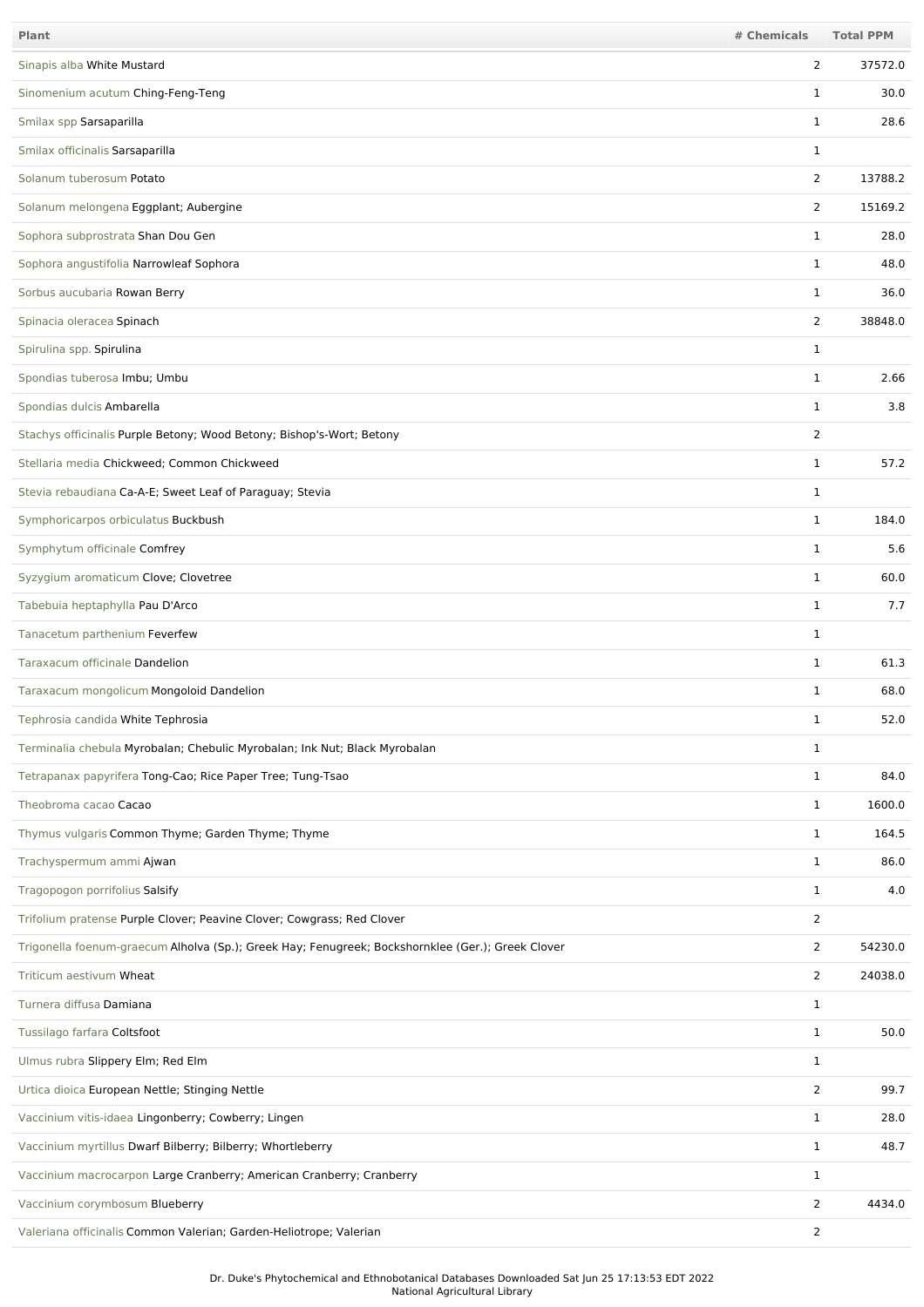| Plant | # Chemicals | Total PPM |
|---|---|---|
| Sinapis alba White Mustard | 2 | 37572.0 |
| Sinomenium acutum Ching-Feng-Teng | 1 | 30.0 |
| Smilax spp Sarsaparilla | 1 | 28.6 |
| Smilax officinalis Sarsaparilla | 1 | |
| Solanum tuberosum Potato | 2 | 13788.2 |
| Solanum melongena Eggplant; Aubergine | 2 | 15169.2 |
| Sophora subprostrata Shan Dou Gen | 1 | 28.0 |
| Sophora angustifolia Narrowleaf Sophora | 1 | 48.0 |
| Sorbus aucubaria Rowan Berry | 1 | 36.0 |
| Spinacia oleracea Spinach | 2 | 38848.0 |
| Spirulina spp. Spirulina | 1 | |
| Spondias tuberosa Imbu; Umbu | 1 | 2.66 |
| Spondias dulcis Ambarella | 1 | 3.8 |
| Stachys officinalis Purple Betony; Wood Betony; Bishop's-Wort; Betony | 2 | |
| Stellaria media Chickweed; Common Chickweed | 1 | 57.2 |
| Stevia rebaudiana Ca-A-E; Sweet Leaf of Paraguay; Stevia | 1 | |
| Symphoricarpos orbiculatus Buckbush | 1 | 184.0 |
| Symphytum officinale Comfrey | 1 | 5.6 |
| Syzygium aromaticum Clove; Clovetree | 1 | 60.0 |
| Tabebuia heptaphylla Pau D'Arco | 1 | 7.7 |
| Tanacetum parthenium Feverfew | 1 | |
| Taraxacum officinale Dandelion | 1 | 61.3 |
| Taraxacum mongolicum Mongoloid Dandelion | 1 | 68.0 |
| Tephrosia candida White Tephrosia | 1 | 52.0 |
| Terminalia chebula Myrobalan; Chebulic Myrobalan; Ink Nut; Black Myrobalan | 1 | |
| Tetrapanax papyrifera Tong-Cao; Rice Paper Tree; Tung-Tsao | 1 | 84.0 |
| Theobroma cacao Cacao | 1 | 1600.0 |
| Thymus vulgaris Common Thyme; Garden Thyme; Thyme | 1 | 164.5 |
| Trachyspermum ammi Ajwan | 1 | 86.0 |
| Tragopogon porrifolius Salsify | 1 | 4.0 |
| Trifolium pratense Purple Clover; Peavine Clover; Cowgrass; Red Clover | 2 | |
| Trigonella foenum-graecum Alholva (Sp.); Greek Hay; Fenugreek; Bockshornklee (Ger.); Greek Clover | 2 | 54230.0 |
| Triticum aestivum Wheat | 2 | 24038.0 |
| Turnera diffusa Damiana | 1 | |
| Tussilago farfara Coltsfoot | 1 | 50.0 |
| Ulmus rubra Slippery Elm; Red Elm | 1 | |
| Urtica dioica European Nettle; Stinging Nettle | 2 | 99.7 |
| Vaccinium vitis-idaea Lingonberry; Cowberry; Lingen | 1 | 28.0 |
| Vaccinium myrtillus Dwarf Bilberry; Bilberry; Whortleberry | 1 | 48.7 |
| Vaccinium macrocarpon Large Cranberry; American Cranberry; Cranberry | 1 | |
| Vaccinium corymbosum Blueberry | 2 | 4434.0 |
| Valeriana officinalis Common Valerian; Garden-Heliotrope; Valerian | 2 | |

Dr. Duke's Phytochemical and Ethnobotanical Databases Downloaded Sat Jun 25 17:13:53 EDT 2022
National Agricultural Library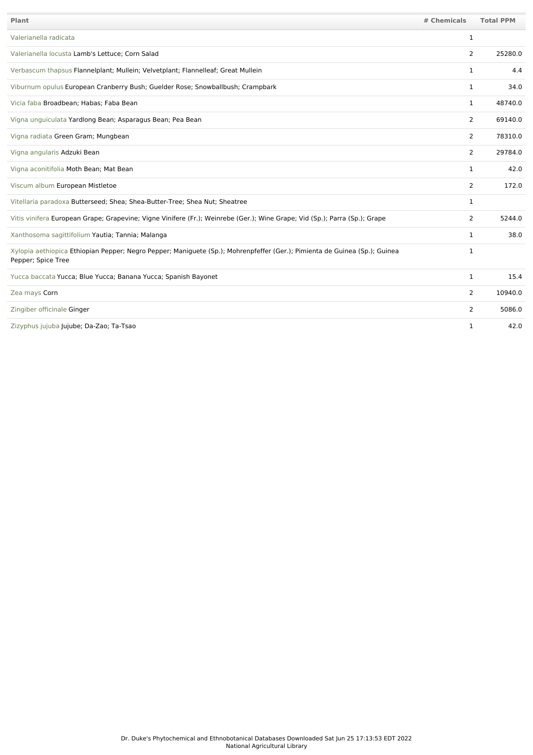| Plant | # Chemicals | Total PPM |
|---|---|---|
| Valerianella radicata | 1 | |
| Valerianella locusta Lamb's Lettuce; Corn Salad | 2 | 25280.0 |
| Verbascum thapsus Flannelplant; Mullein; Velvetplant; Flannelleaf; Great Mullein | 1 | 4.4 |
| Viburnum opulus European Cranberry Bush; Guelder Rose; Snowballbush; Crampbark | 1 | 34.0 |
| Vicia faba Broadbean; Habas; Faba Bean | 1 | 48740.0 |
| Vigna unguiculata Yardlong Bean; Asparagus Bean; Pea Bean | 2 | 69140.0 |
| Vigna radiata Green Gram; Mungbean | 2 | 78310.0 |
| Vigna angularis Adzuki Bean | 2 | 29784.0 |
| Vigna aconitifolia Moth Bean; Mat Bean | 1 | 42.0 |
| Viscum album European Mistletoe | 2 | 172.0 |
| Vitellaria paradoxa Butterseed; Shea; Shea-Butter-Tree; Shea Nut; Sheatree | 1 | |
| Vitis vinifera European Grape; Grapevine; Vigne Vinifere (Fr.); Weinrebe (Ger.); Wine Grape; Vid (Sp.); Parra (Sp.); Grape | 2 | 5244.0 |
| Xanthosoma sagittifolium Yautia; Tannia; Malanga | 1 | 38.0 |
| Xylopia aethiopica Ethiopian Pepper; Negro Pepper; Maniguete (Sp.); Mohrenpfeffer (Ger.); Pimienta de Guinea (Sp.); Guinea Pepper; Spice Tree | 1 | |
| Yucca baccata Yucca; Blue Yucca; Banana Yucca; Spanish Bayonet | 1 | 15.4 |
| Zea mays Corn | 2 | 10940.0 |
| Zingiber officinale Ginger | 2 | 5086.0 |
| Zizyphus jujuba Jujube; Da-Zao; Ta-Tsao | 1 | 42.0 |